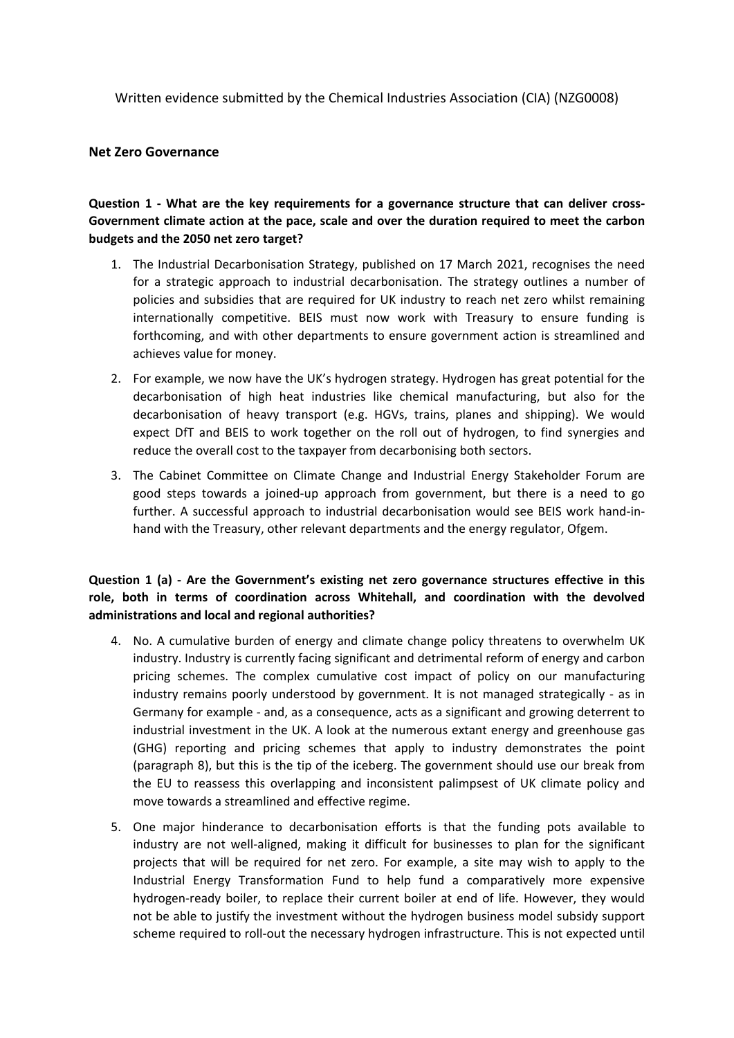Written evidence submitted by the Chemical Industries Association (CIA) (NZG0008)

## Net Zero Governance

### Question 1 - What are the key requirements for a governance structure that can deliver cross-Government climate action at the pace, scale and over the duration required to meet the carbon budgets and the 2050 net zero target?

1. The Industrial Decarbonisation Strategy, published on 17 March 2021, recognises the need for a strategic approach to industrial decarbonisation. The strategy outlines a number of policies and subsidies that are required for UK industry to reach net zero whilst remaining internationally competitive. BEIS must now work with Treasury to ensure funding is forthcoming, and with other departments to ensure government action is streamlined and achieves value for money.
2. For example, we now have the UK's hydrogen strategy. Hydrogen has great potential for the decarbonisation of high heat industries like chemical manufacturing, but also for the decarbonisation of heavy transport (e.g. HGVs, trains, planes and shipping). We would expect DfT and BEIS to work together on the roll out of hydrogen, to find synergies and reduce the overall cost to the taxpayer from decarbonising both sectors.
3. The Cabinet Committee on Climate Change and Industrial Energy Stakeholder Forum are good steps towards a joined-up approach from government, but there is a need to go further. A successful approach to industrial decarbonisation would see BEIS work hand-in-hand with the Treasury, other relevant departments and the energy regulator, Ofgem.

### Question 1 (a) - Are the Government's existing net zero governance structures effective in this role, both in terms of coordination across Whitehall, and coordination with the devolved administrations and local and regional authorities?

4. No. A cumulative burden of energy and climate change policy threatens to overwhelm UK industry. Industry is currently facing significant and detrimental reform of energy and carbon pricing schemes. The complex cumulative cost impact of policy on our manufacturing industry remains poorly understood by government. It is not managed strategically - as in Germany for example - and, as a consequence, acts as a significant and growing deterrent to industrial investment in the UK. A look at the numerous extant energy and greenhouse gas (GHG) reporting and pricing schemes that apply to industry demonstrates the point (paragraph 8), but this is the tip of the iceberg. The government should use our break from the EU to reassess this overlapping and inconsistent palimpsest of UK climate policy and move towards a streamlined and effective regime.
5. One major hinderance to decarbonisation efforts is that the funding pots available to industry are not well-aligned, making it difficult for businesses to plan for the significant projects that will be required for net zero. For example, a site may wish to apply to the Industrial Energy Transformation Fund to help fund a comparatively more expensive hydrogen-ready boiler, to replace their current boiler at end of life. However, they would not be able to justify the investment without the hydrogen business model subsidy support scheme required to roll-out the necessary hydrogen infrastructure. This is not expected until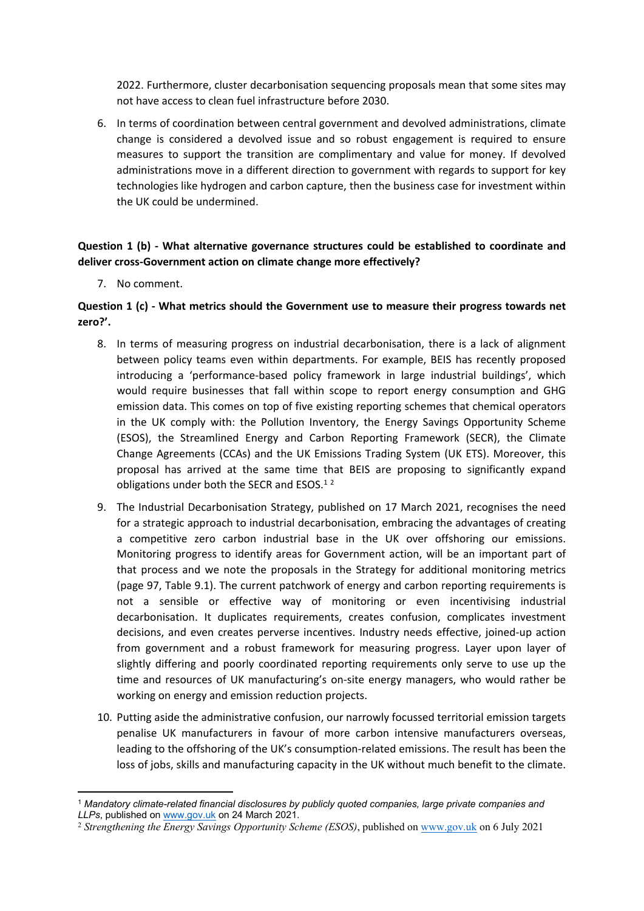2022. Furthermore, cluster decarbonisation sequencing proposals mean that some sites may not have access to clean fuel infrastructure before 2030.

6. In terms of coordination between central government and devolved administrations, climate change is considered a devolved issue and so robust engagement is required to ensure measures to support the transition are complimentary and value for money. If devolved administrations move in a different direction to government with regards to support for key technologies like hydrogen and carbon capture, then the business case for investment within the UK could be undermined.

**Question 1 (b) - What alternative governance structures could be established to coordinate and deliver cross-Government action on climate change more effectively?**

7. No comment.

**Question 1 (c) - What metrics should the Government use to measure their progress towards net zero?'.**

8. In terms of measuring progress on industrial decarbonisation, there is a lack of alignment between policy teams even within departments. For example, BEIS has recently proposed introducing a 'performance-based policy framework in large industrial buildings', which would require businesses that fall within scope to report energy consumption and GHG emission data. This comes on top of five existing reporting schemes that chemical operators in the UK comply with: the Pollution Inventory, the Energy Savings Opportunity Scheme (ESOS), the Streamlined Energy and Carbon Reporting Framework (SECR), the Climate Change Agreements (CCAs) and the UK Emissions Trading System (UK ETS). Moreover, this proposal has arrived at the same time that BEIS are proposing to significantly expand obligations under both the SECR and ESOS.[1] [2]

9. The Industrial Decarbonisation Strategy, published on 17 March 2021, recognises the need for a strategic approach to industrial decarbonisation, embracing the advantages of creating a competitive zero carbon industrial base in the UK over offshoring our emissions. Monitoring progress to identify areas for Government action, will be an important part of that process and we note the proposals in the Strategy for additional monitoring metrics (page 97, Table 9.1). The current patchwork of energy and carbon reporting requirements is not a sensible or effective way of monitoring or even incentivising industrial decarbonisation. It duplicates requirements, creates confusion, complicates investment decisions, and even creates perverse incentives. Industry needs effective, joined-up action from government and a robust framework for measuring progress. Layer upon layer of slightly differing and poorly coordinated reporting requirements only serve to use up the time and resources of UK manufacturing's on-site energy managers, who would rather be working on energy and emission reduction projects.

10. Putting aside the administrative confusion, our narrowly focussed territorial emission targets penalise UK manufacturers in favour of more carbon intensive manufacturers overseas, leading to the offshoring of the UK's consumption-related emissions. The result has been the loss of jobs, skills and manufacturing capacity in the UK without much benefit to the climate.

---

[1] *Mandatory climate-related financial disclosures by publicly quoted companies, large private companies and LLPs*, published on www.gov.uk on 24 March 2021.

[2] *Strengthening the Energy Savings Opportunity Scheme (ESOS)*, published on www.gov.uk on 6 July 2021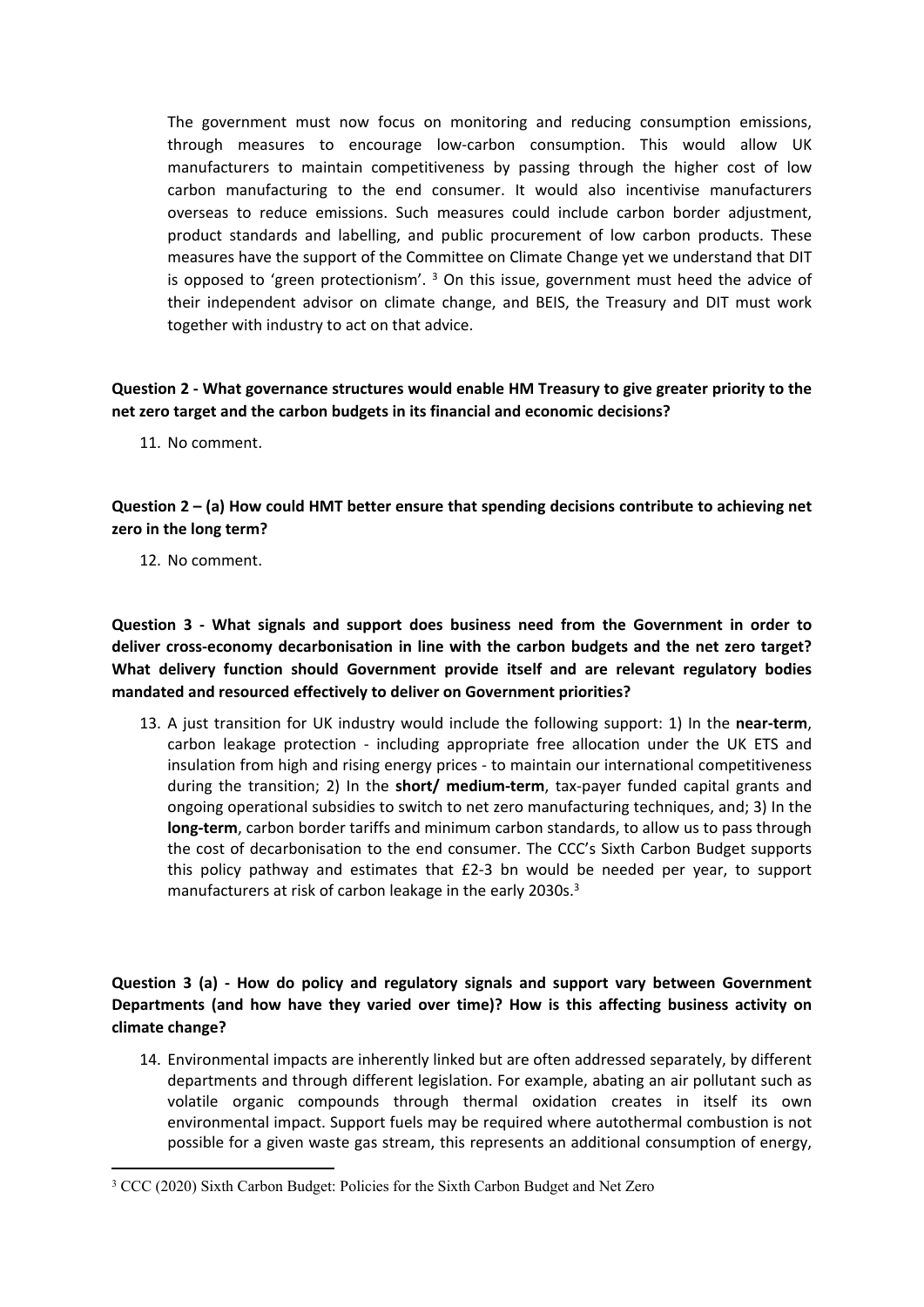The government must now focus on monitoring and reducing consumption emissions, through measures to encourage low-carbon consumption. This would allow UK manufacturers to maintain competitiveness by passing through the higher cost of low carbon manufacturing to the end consumer. It would also incentivise manufacturers overseas to reduce emissions. Such measures could include carbon border adjustment, product standards and labelling, and public procurement of low carbon products. These measures have the support of the Committee on Climate Change yet we understand that DIT is opposed to 'green protectionism'. [3] On this issue, government must heed the advice of their independent advisor on climate change, and BEIS, the Treasury and DIT must work together with industry to act on that advice.

**Question 2 - What governance structures would enable HM Treasury to give greater priority to the net zero target and the carbon budgets in its financial and economic decisions?**

11. No comment.

**Question 2 – (a) How could HMT better ensure that spending decisions contribute to achieving net zero in the long term?**

12. No comment.

**Question 3 - What signals and support does business need from the Government in order to deliver cross-economy decarbonisation in line with the carbon budgets and the net zero target? What delivery function should Government provide itself and are relevant regulatory bodies mandated and resourced effectively to deliver on Government priorities?**

13. A just transition for UK industry would include the following support: 1) In the **near-term**, carbon leakage protection - including appropriate free allocation under the UK ETS and insulation from high and rising energy prices - to maintain our international competitiveness during the transition; 2) In the **short/ medium-term**, tax-payer funded capital grants and ongoing operational subsidies to switch to net zero manufacturing techniques, and; 3) In the **long-term**, carbon border tariffs and minimum carbon standards, to allow us to pass through the cost of decarbonisation to the end consumer. The CCC's Sixth Carbon Budget supports this policy pathway and estimates that £2-3 bn would be needed per year, to support manufacturers at risk of carbon leakage in the early 2030s.[3]

**Question 3 (a) - How do policy and regulatory signals and support vary between Government Departments (and how have they varied over time)? How is this affecting business activity on climate change?**

14. Environmental impacts are inherently linked but are often addressed separately, by different departments and through different legislation. For example, abating an air pollutant such as volatile organic compounds through thermal oxidation creates in itself its own environmental impact. Support fuels may be required where autothermal combustion is not possible for a given waste gas stream, this represents an additional consumption of energy,

---

[3] CCC (2020) Sixth Carbon Budget: Policies for the Sixth Carbon Budget and Net Zero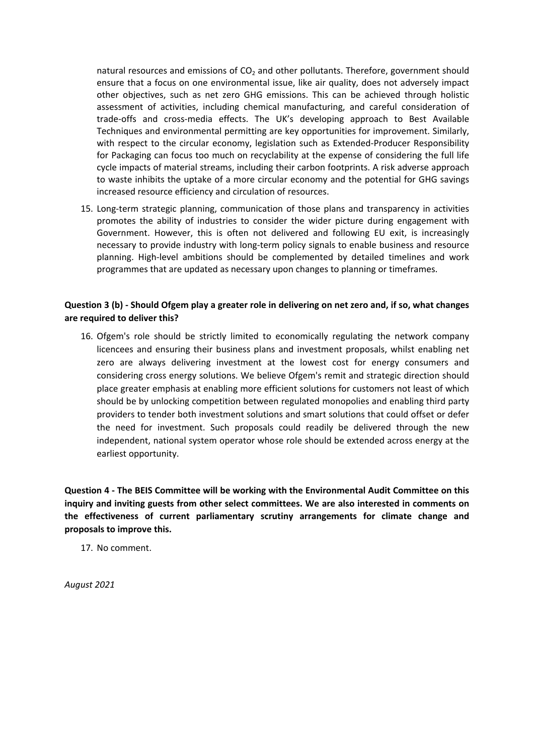natural resources and emissions of $CO_2$ and other pollutants. Therefore, government should ensure that a focus on one environmental issue, like air quality, does not adversely impact other objectives, such as net zero GHG emissions. This can be achieved through holistic assessment of activities, including chemical manufacturing, and careful consideration of trade-offs and cross-media effects. The UK's developing approach to Best Available Techniques and environmental permitting are key opportunities for improvement. Similarly, with respect to the circular economy, legislation such as Extended-Producer Responsibility for Packaging can focus too much on recyclability at the expense of considering the full life cycle impacts of material streams, including their carbon footprints. A risk adverse approach to waste inhibits the uptake of a more circular economy and the potential for GHG savings increased resource efficiency and circulation of resources.

15. Long-term strategic planning, communication of those plans and transparency in activities promotes the ability of industries to consider the wider picture during engagement with Government. However, this is often not delivered and following EU exit, is increasingly necessary to provide industry with long-term policy signals to enable business and resource planning. High-level ambitions should be complemented by detailed timelines and work programmes that are updated as necessary upon changes to planning or timeframes.

**Question 3 (b) - Should Ofgem play a greater role in delivering on net zero and, if so, what changes are required to deliver this?**

16. Ofgem's role should be strictly limited to economically regulating the network company licencees and ensuring their business plans and investment proposals, whilst enabling net zero are always delivering investment at the lowest cost for energy consumers and considering cross energy solutions. We believe Ofgem's remit and strategic direction should place greater emphasis at enabling more efficient solutions for customers not least of which should be by unlocking competition between regulated monopolies and enabling third party providers to tender both investment solutions and smart solutions that could offset or defer the need for investment. Such proposals could readily be delivered through the new independent, national system operator whose role should be extended across energy at the earliest opportunity.

**Question 4 - The BEIS Committee will be working with the Environmental Audit Committee on this inquiry and inviting guests from other select committees. We are also interested in comments on the effectiveness of current parliamentary scrutiny arrangements for climate change and proposals to improve this.**

17. No comment.

*August 2021*